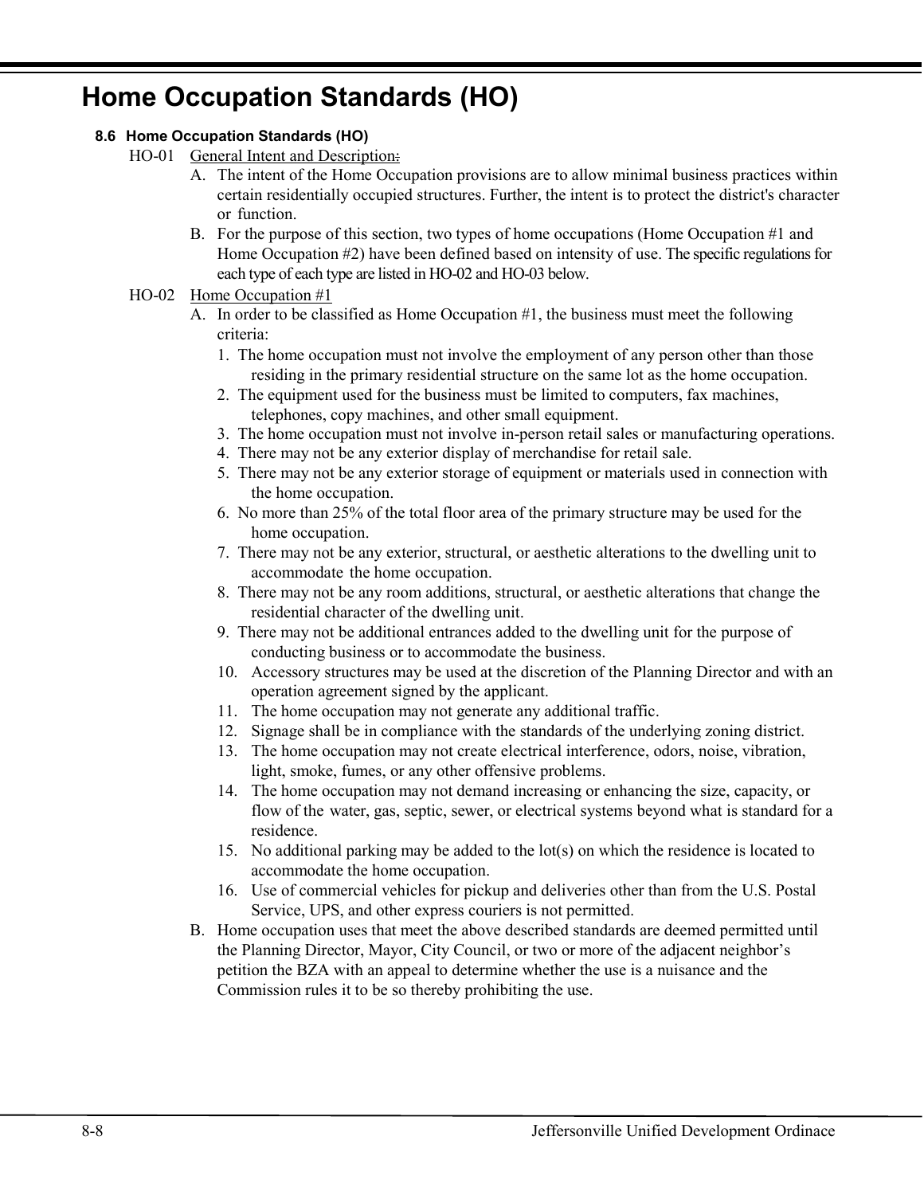# Home Occupation Standards (HO)

### 8.6 Home Occupation Standards (HO)

HO-01 General Intent and Description:

A. The intent of the Home Occupation provisions are to allow minimal business practices within certain residentially occupied structures. Further, the intent is to protect the district's character or function.

B. For the purpose of this section, two types of home occupations (Home Occupation #1 and Home Occupation #2) have been defined based on intensity of use. The specific regulations for each type of each type are listed in HO-02 and HO-03 below.

HO-02 Home Occupation #1

A. In order to be classified as Home Occupation #1, the business must meet the following criteria:

1. The home occupation must not involve the employment of any person other than those residing in the primary residential structure on the same lot as the home occupation.
2. The equipment used for the business must be limited to computers, fax machines, telephones, copy machines, and other small equipment.
3. The home occupation must not involve in-person retail sales or manufacturing operations.
4. There may not be any exterior display of merchandise for retail sale.
5. There may not be any exterior storage of equipment or materials used in connection with the home occupation.
6. No more than 25% of the total floor area of the primary structure may be used for the home occupation.
7. There may not be any exterior, structural, or aesthetic alterations to the dwelling unit to accommodate the home occupation.
8. There may not be any room additions, structural, or aesthetic alterations that change the residential character of the dwelling unit.
9. There may not be additional entrances added to the dwelling unit for the purpose of conducting business or to accommodate the business.
10. Accessory structures may be used at the discretion of the Planning Director and with an operation agreement signed by the applicant.
11. The home occupation may not generate any additional traffic.
12. Signage shall be in compliance with the standards of the underlying zoning district.
13. The home occupation may not create electrical interference, odors, noise, vibration, light, smoke, fumes, or any other offensive problems.
14. The home occupation may not demand increasing or enhancing the size, capacity, or flow of the water, gas, septic, sewer, or electrical systems beyond what is standard for a residence.
15. No additional parking may be added to the lot(s) on which the residence is located to accommodate the home occupation.
16. Use of commercial vehicles for pickup and deliveries other than from the U.S. Postal Service, UPS, and other express couriers is not permitted.

B. Home occupation uses that meet the above described standards are deemed permitted until the Planning Director, Mayor, City Council, or two or more of the adjacent neighbor's petition the BZA with an appeal to determine whether the use is a nuisance and the Commission rules it to be so thereby prohibiting the use.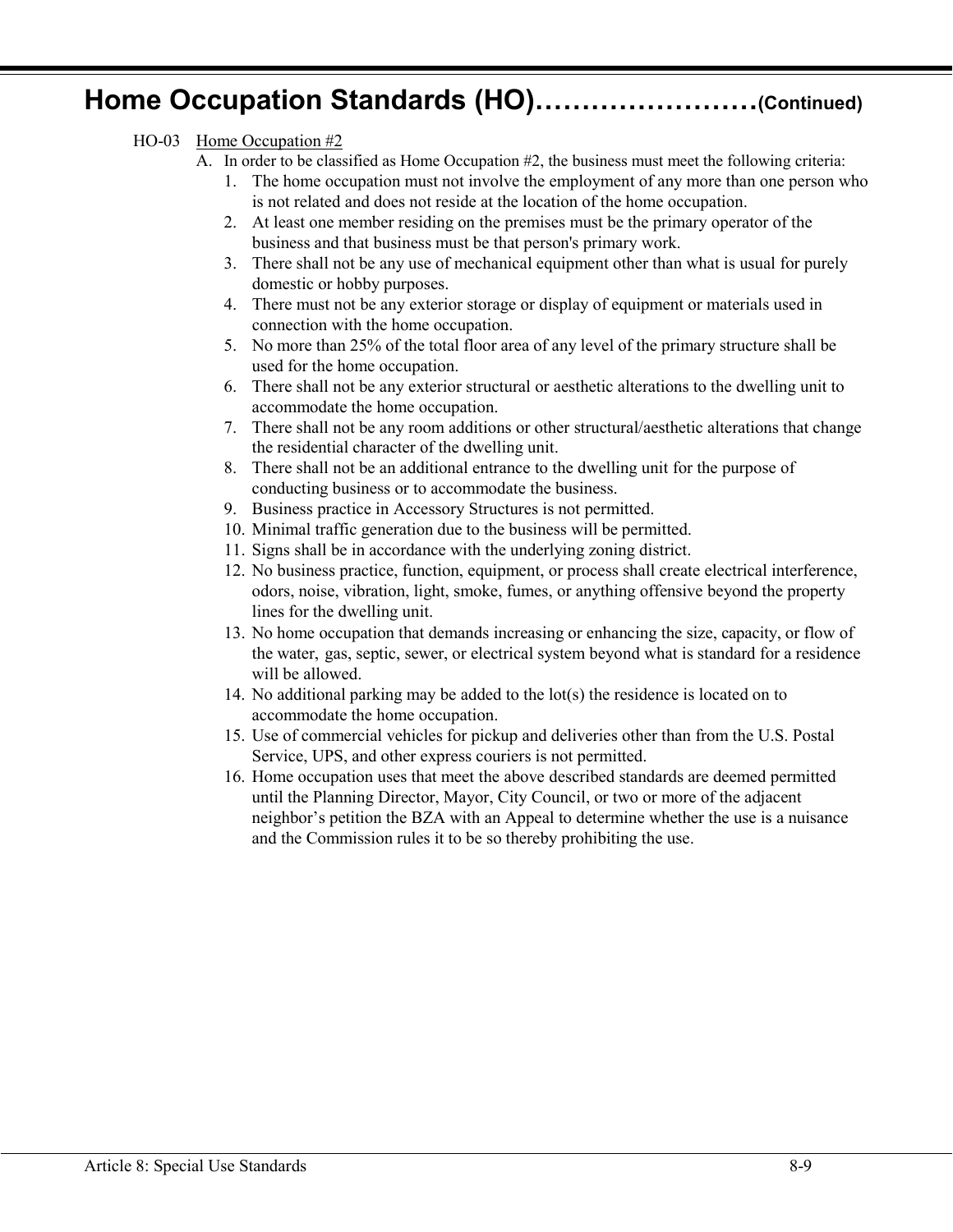# Home Occupation Standards (HO)……………………(Continued)

HO-03 Home Occupation #2

A. In order to be classified as Home Occupation #2, the business must meet the following criteria:

1. The home occupation must not involve the employment of any more than one person who is not related and does not reside at the location of the home occupation.
2. At least one member residing on the premises must be the primary operator of the business and that business must be that person's primary work.
3. There shall not be any use of mechanical equipment other than what is usual for purely domestic or hobby purposes.
4. There must not be any exterior storage or display of equipment or materials used in connection with the home occupation.
5. No more than 25% of the total floor area of any level of the primary structure shall be used for the home occupation.
6. There shall not be any exterior structural or aesthetic alterations to the dwelling unit to accommodate the home occupation.
7. There shall not be any room additions or other structural/aesthetic alterations that change the residential character of the dwelling unit.
8. There shall not be an additional entrance to the dwelling unit for the purpose of conducting business or to accommodate the business.
9. Business practice in Accessory Structures is not permitted.
10. Minimal traffic generation due to the business will be permitted.
11. Signs shall be in accordance with the underlying zoning district.
12. No business practice, function, equipment, or process shall create electrical interference, odors, noise, vibration, light, smoke, fumes, or anything offensive beyond the property lines for the dwelling unit.
13. No home occupation that demands increasing or enhancing the size, capacity, or flow of the water, gas, septic, sewer, or electrical system beyond what is standard for a residence will be allowed.
14. No additional parking may be added to the lot(s) the residence is located on to accommodate the home occupation.
15. Use of commercial vehicles for pickup and deliveries other than from the U.S. Postal Service, UPS, and other express couriers is not permitted.
16. Home occupation uses that meet the above described standards are deemed permitted until the Planning Director, Mayor, City Council, or two or more of the adjacent neighbor's petition the BZA with an Appeal to determine whether the use is a nuisance and the Commission rules it to be so thereby prohibiting the use.